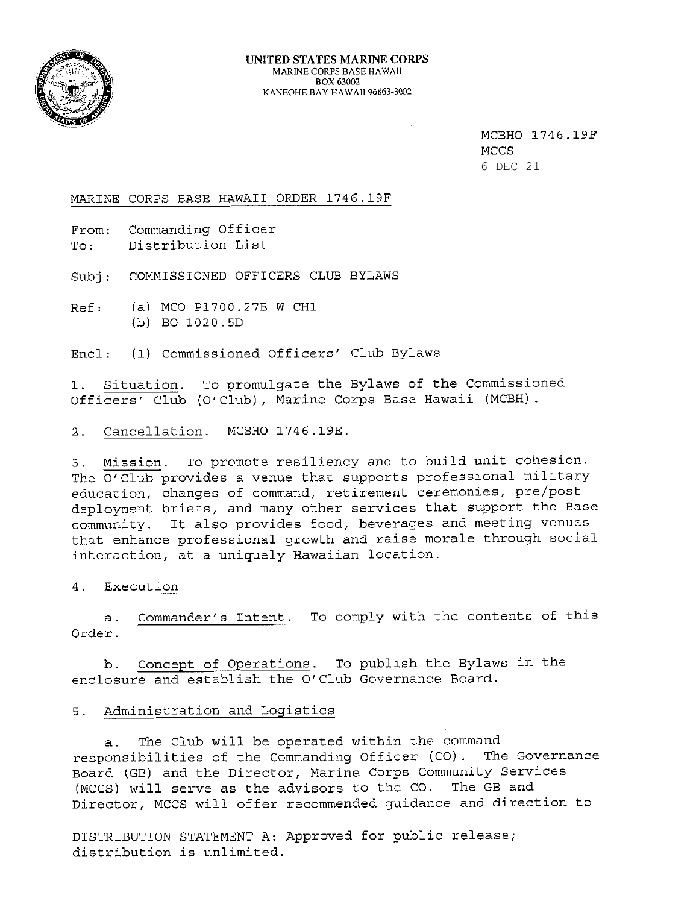**UNITED STATES MARINE CORPS**
MARINE CORPS BASE HAWAII
BOX 63002
KANEOHE BAY HAWAII 96863-3002

MCBHO 1746.19F
MCCS
6 DEC 21

MARINE CORPS BASE HAWAII ORDER 1746.19F

From: Commanding Officer
To: Distribution List

Subj: COMMISSIONED OFFICERS CLUB BYLAWS

Ref: (a) MCO P1700.27B W CH1
(b) BO 1020.5D

Encl: (1) Commissioned Officers' Club Bylaws

1. Situation. To promulgate the Bylaws of the Commissioned Officers' Club (O'Club), Marine Corps Base Hawaii (MCBH).

2. Cancellation. MCBHO 1746.19E.

3. Mission. To promote resiliency and to build unit cohesion. The O'Club provides a venue that supports professional military education, changes of command, retirement ceremonies, pre/post deployment briefs, and many other services that support the Base community. It also provides food, beverages and meeting venues that enhance professional growth and raise morale through social interaction, at a uniquely Hawaiian location.

4. Execution

a. Commander's Intent. To comply with the contents of this Order.

b. Concept of Operations. To publish the Bylaws in the enclosure and establish the O'Club Governance Board.

5. Administration and Logistics

a. The Club will be operated within the command responsibilities of the Commanding Officer (CO). The Governance Board (GB) and the Director, Marine Corps Community Services (MCCS) will serve as the advisors to the CO. The GB and Director, MCCS will offer recommended guidance and direction to

DISTRIBUTION STATEMENT A: Approved for public release; distribution is unlimited.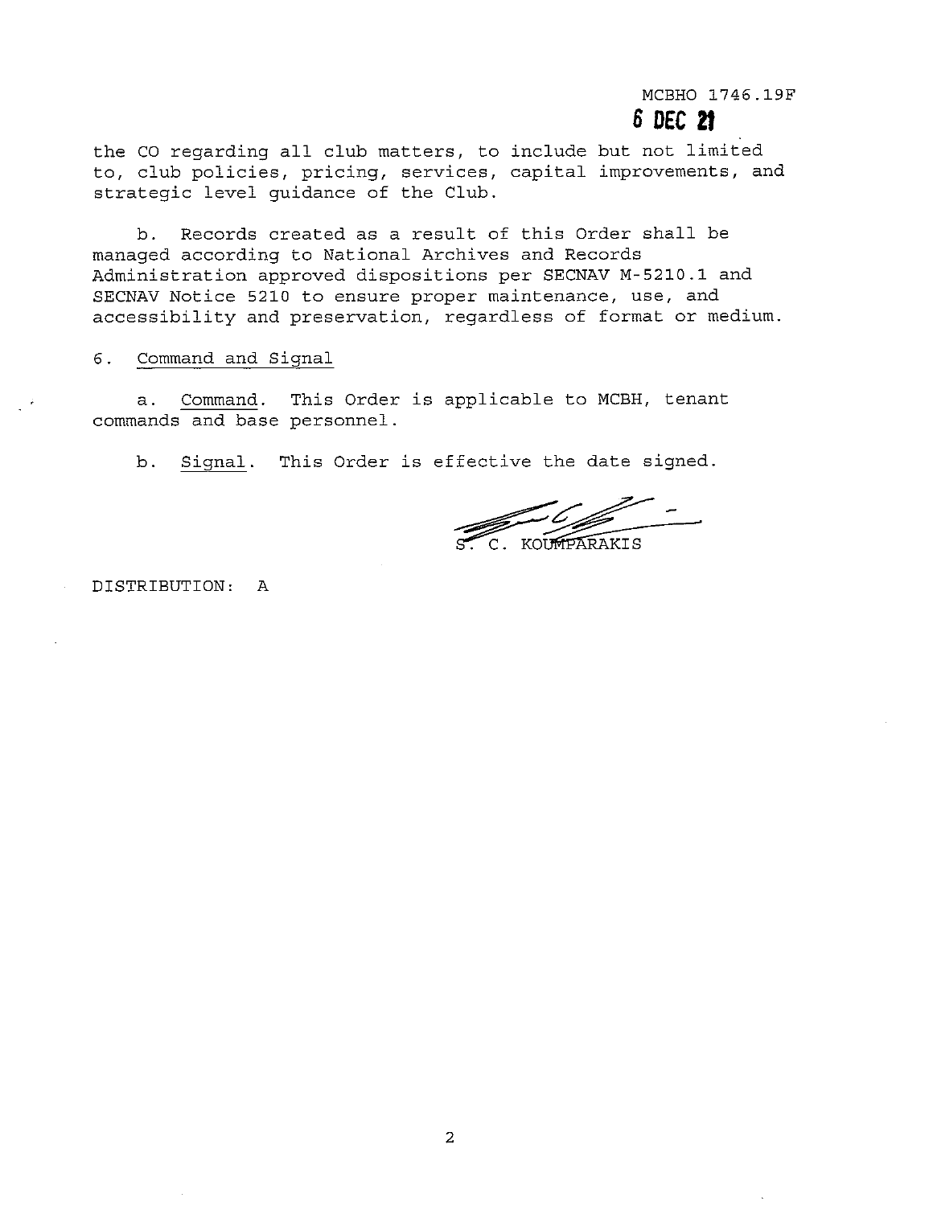the CO regarding all club matters, to include but not limited to, club policies, pricing, services, capital improvements, and strategic level guidance of the Club.

b. Records created as a result of this Order shall be managed according to National Archives and Records Administration approved dispositions per SECNAV M-5210.1 and SECNAV Notice 5210 to ensure proper maintenance, use, and accessibility and preservation, regardless of format or medium.

6. Command and Signal

a. Command. This Order is applicable to MCBH, tenant commands and base personnel.

b. Signal. This Order is effective the date signed.

S. C. KOUMPARAKIS

DISTRIBUTION: A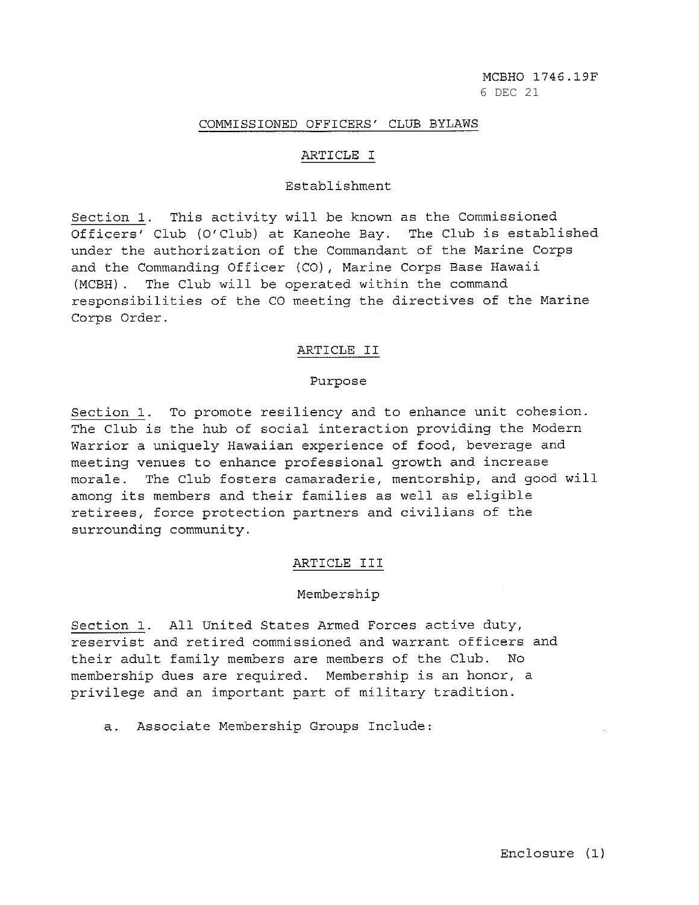MCBHO 1746.19F
6 DEC 21

COMMISSIONED OFFICERS' CLUB BYLAWS

ARTICLE I

Establishment

Section 1. This activity will be known as the Commissioned Officers' Club (O'Club) at Kaneohe Bay. The Club is established under the authorization of the Commandant of the Marine Corps and the Commanding Officer (CO), Marine Corps Base Hawaii (MCBH). The Club will be operated within the command responsibilities of the CO meeting the directives of the Marine Corps Order.

ARTICLE II

Purpose

Section 1. To promote resiliency and to enhance unit cohesion. The Club is the hub of social interaction providing the Modern Warrior a uniquely Hawaiian experience of food, beverage and meeting venues to enhance professional growth and increase morale. The Club fosters camaraderie, mentorship, and good will among its members and their families as well as eligible retirees, force protection partners and civilians of the surrounding community.

ARTICLE III

Membership

Section 1. All United States Armed Forces active duty, reservist and retired commissioned and warrant officers and their adult family members are members of the Club. No membership dues are required. Membership is an honor, a privilege and an important part of military tradition.

a. Associate Membership Groups Include:

Enclosure (1)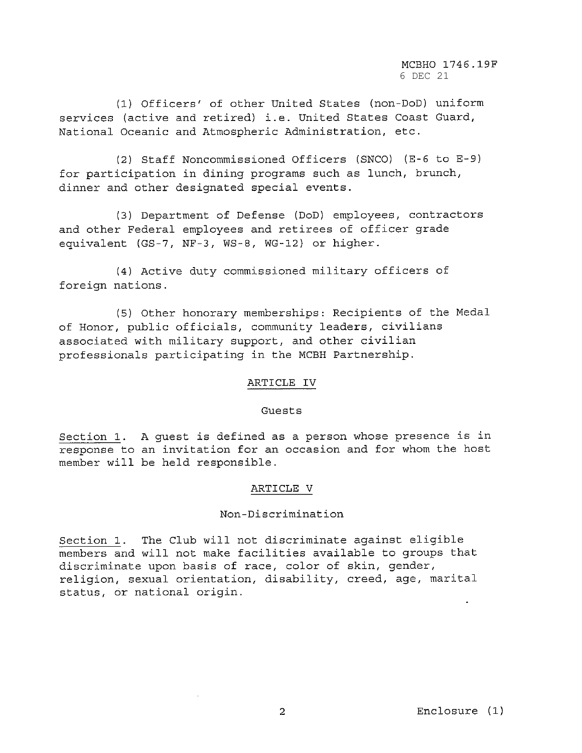(1) Officers' of other United States (non-DoD) uniform services (active and retired) i.e. United States Coast Guard, National Oceanic and Atmospheric Administration, etc.

(2) Staff Noncommissioned Officers (SNCO) (E-6 to E-9) for participation in dining programs such as lunch, brunch, dinner and other designated special events.

(3) Department of Defense (DoD) employees, contractors and other Federal employees and retirees of officer grade equivalent (GS-7, NF-3, WS-8, WG-12) or higher.

(4) Active duty commissioned military officers of foreign nations.

(5) Other honorary memberships: Recipients of the Medal of Honor, public officials, community leaders, civilians associated with military support, and other civilian professionals participating in the MCBH Partnership.

## ARTICLE IV

### Guests

Section 1. A guest is defined as a person whose presence is in response to an invitation for an occasion and for whom the host member will be held responsible.

## ARTICLE V

### Non-Discrimination

Section 1. The Club will not discriminate against eligible members and will not make facilities available to groups that discriminate upon basis of race, color of skin, gender, religion, sexual orientation, disability, creed, age, marital status, or national origin.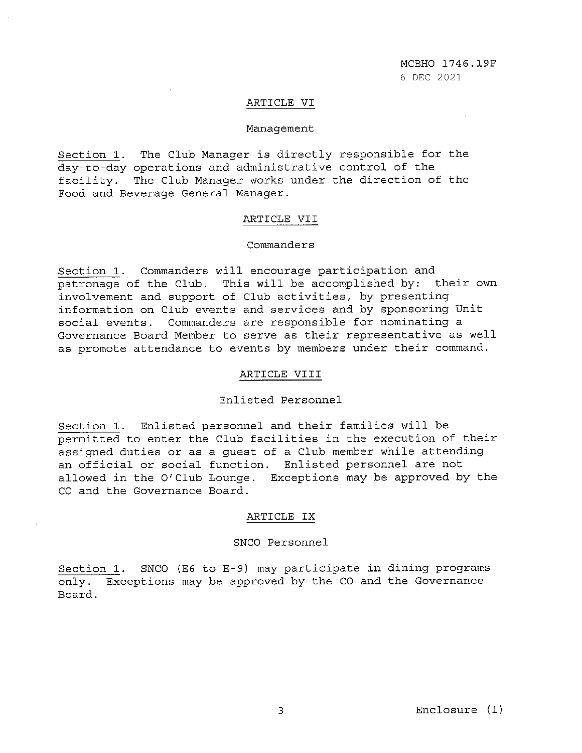## ARTICLE VI

### Management

Section 1. The Club Manager is directly responsible for the day-to-day operations and administrative control of the facility. The Club Manager works under the direction of the Food and Beverage General Manager.

## ARTICLE VII

### Commanders

Section 1. Commanders will encourage participation and patronage of the Club. This will be accomplished by: their own involvement and support of Club activities, by presenting information on Club events and services and by sponsoring Unit social events. Commanders are responsible for nominating a Governance Board Member to serve as their representative as well as promote attendance to events by members under their command.

## ARTICLE VIII

### Enlisted Personnel

Section 1. Enlisted personnel and their families will be permitted to enter the Club facilities in the execution of their assigned duties or as a guest of a Club member while attending an official or social function. Enlisted personnel are not allowed in the O'Club Lounge. Exceptions may be approved by the CO and the Governance Board.

## ARTICLE IX

### SNCO Personnel

Section 1. SNCO (E6 to E-9) may participate in dining programs only. Exceptions may be approved by the CO and the Governance Board.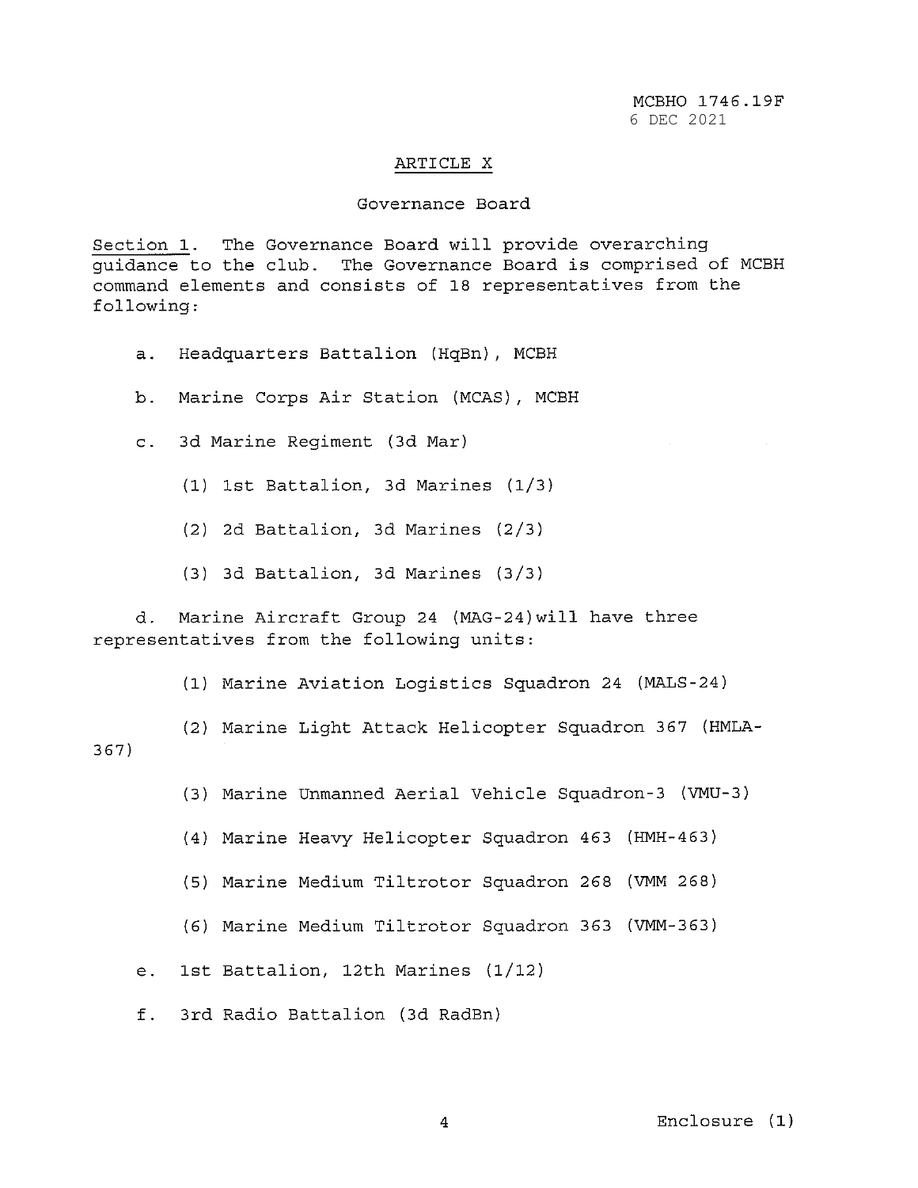## ARTICLE X

### Governance Board

Section 1. The Governance Board will provide overarching guidance to the club. The Governance Board is comprised of MCBH command elements and consists of 18 representatives from the following:

a. Headquarters Battalion (HqBn), MCBH

b. Marine Corps Air Station (MCAS), MCBH

c. 3d Marine Regiment (3d Mar)

(1) 1st Battalion, 3d Marines (1/3)

(2) 2d Battalion, 3d Marines (2/3)

(3) 3d Battalion, 3d Marines (3/3)

d. Marine Aircraft Group 24 (MAG-24)will have three representatives from the following units:

(1) Marine Aviation Logistics Squadron 24 (MALS-24)

(2) Marine Light Attack Helicopter Squadron 367 (HMLA-367)

(3) Marine Unmanned Aerial Vehicle Squadron-3 (VMU-3)

(4) Marine Heavy Helicopter Squadron 463 (HMH-463)

(5) Marine Medium Tiltrotor Squadron 268 (VMM 268)

(6) Marine Medium Tiltrotor Squadron 363 (VMM-363)

e. 1st Battalion, 12th Marines (1/12)

f. 3rd Radio Battalion (3d RadBn)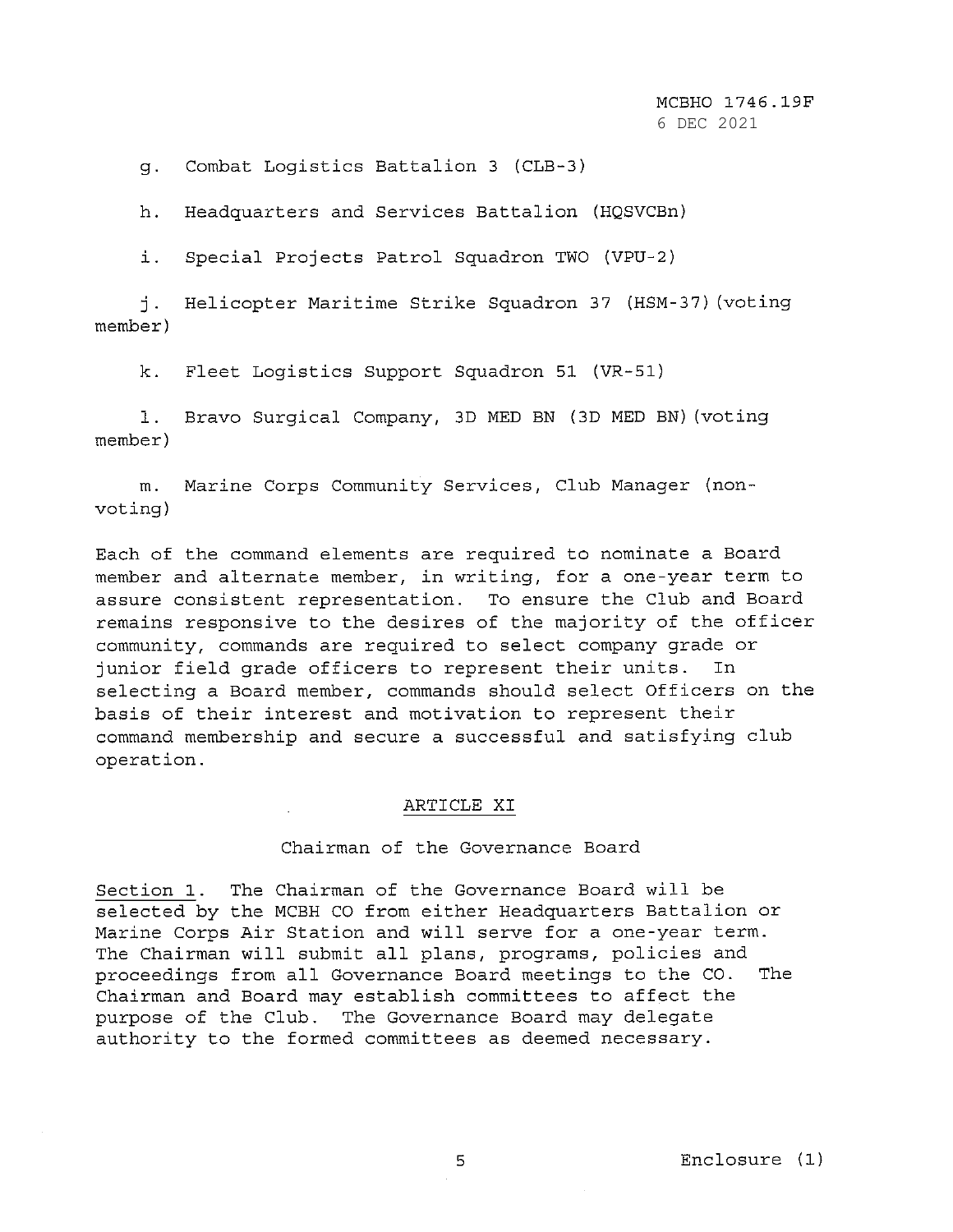g. Combat Logistics Battalion 3 (CLB-3)

h. Headquarters and Services Battalion (HQSVCBn)

i. Special Projects Patrol Squadron TWO (VPU-2)

j. Helicopter Maritime Strike Squadron 37 (HSM-37)(voting member)

k. Fleet Logistics Support Squadron 51 (VR-51)

l. Bravo Surgical Company, 3D MED BN (3D MED BN)(voting member)

m. Marine Corps Community Services, Club Manager (non-voting)

Each of the command elements are required to nominate a Board member and alternate member, in writing, for a one-year term to assure consistent representation. To ensure the Club and Board remains responsive to the desires of the majority of the officer community, commands are required to select company grade or junior field grade officers to represent their units. In selecting a Board member, commands should select Officers on the basis of their interest and motivation to represent their command membership and secure a successful and satisfying club operation.

## ARTICLE XI

### Chairman of the Governance Board

Section 1. The Chairman of the Governance Board will be selected by the MCBH CO from either Headquarters Battalion or Marine Corps Air Station and will serve for a one-year term. The Chairman will submit all plans, programs, policies and proceedings from all Governance Board meetings to the CO. The Chairman and Board may establish committees to affect the purpose of the Club. The Governance Board may delegate authority to the formed committees as deemed necessary.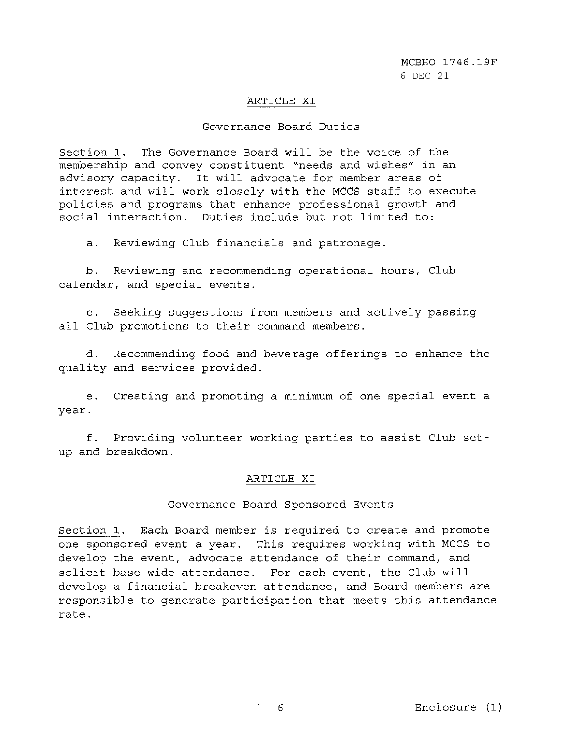## ARTICLE XI

### Governance Board Duties

Section 1. The Governance Board will be the voice of the membership and convey constituent "needs and wishes" in an advisory capacity. It will advocate for member areas of interest and will work closely with the MCCS staff to execute policies and programs that enhance professional growth and social interaction. Duties include but not limited to:

a. Reviewing Club financials and patronage.

b. Reviewing and recommending operational hours, Club calendar, and special events.

c. Seeking suggestions from members and actively passing all Club promotions to their command members.

d. Recommending food and beverage offerings to enhance the quality and services provided.

e. Creating and promoting a minimum of one special event a year.

f. Providing volunteer working parties to assist Club set-up and breakdown.

## ARTICLE XI

### Governance Board Sponsored Events

Section 1. Each Board member is required to create and promote one sponsored event a year. This requires working with MCCS to develop the event, advocate attendance of their command, and solicit base wide attendance. For each event, the Club will develop a financial breakeven attendance, and Board members are responsible to generate participation that meets this attendance rate.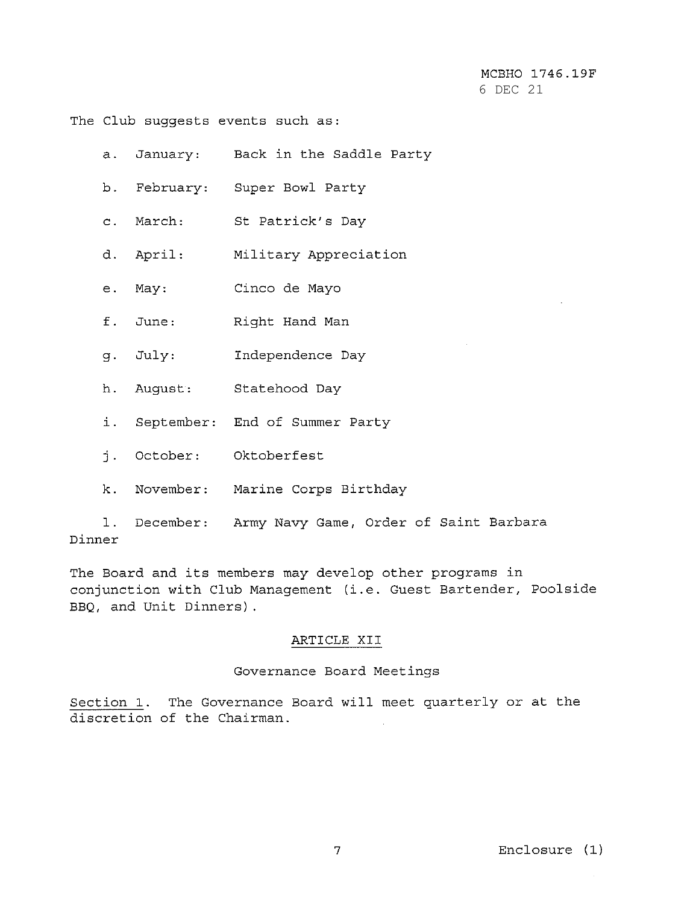The Club suggests events such as:

a. January: Back in the Saddle Party

b. February: Super Bowl Party

c. March: St Patrick's Day

d. April: Military Appreciation

e. May: Cinco de Mayo

f. June: Right Hand Man

g. July: Independence Day

h. August: Statehood Day

i. September: End of Summer Party

j. October: Oktoberfest

k. November: Marine Corps Birthday

l. December: Army Navy Game, Order of Saint Barbara Dinner

The Board and its members may develop other programs in conjunction with Club Management (i.e. Guest Bartender, Poolside BBQ, and Unit Dinners).

## ARTICLE XII

### Governance Board Meetings

Section 1. The Governance Board will meet quarterly or at the discretion of the Chairman.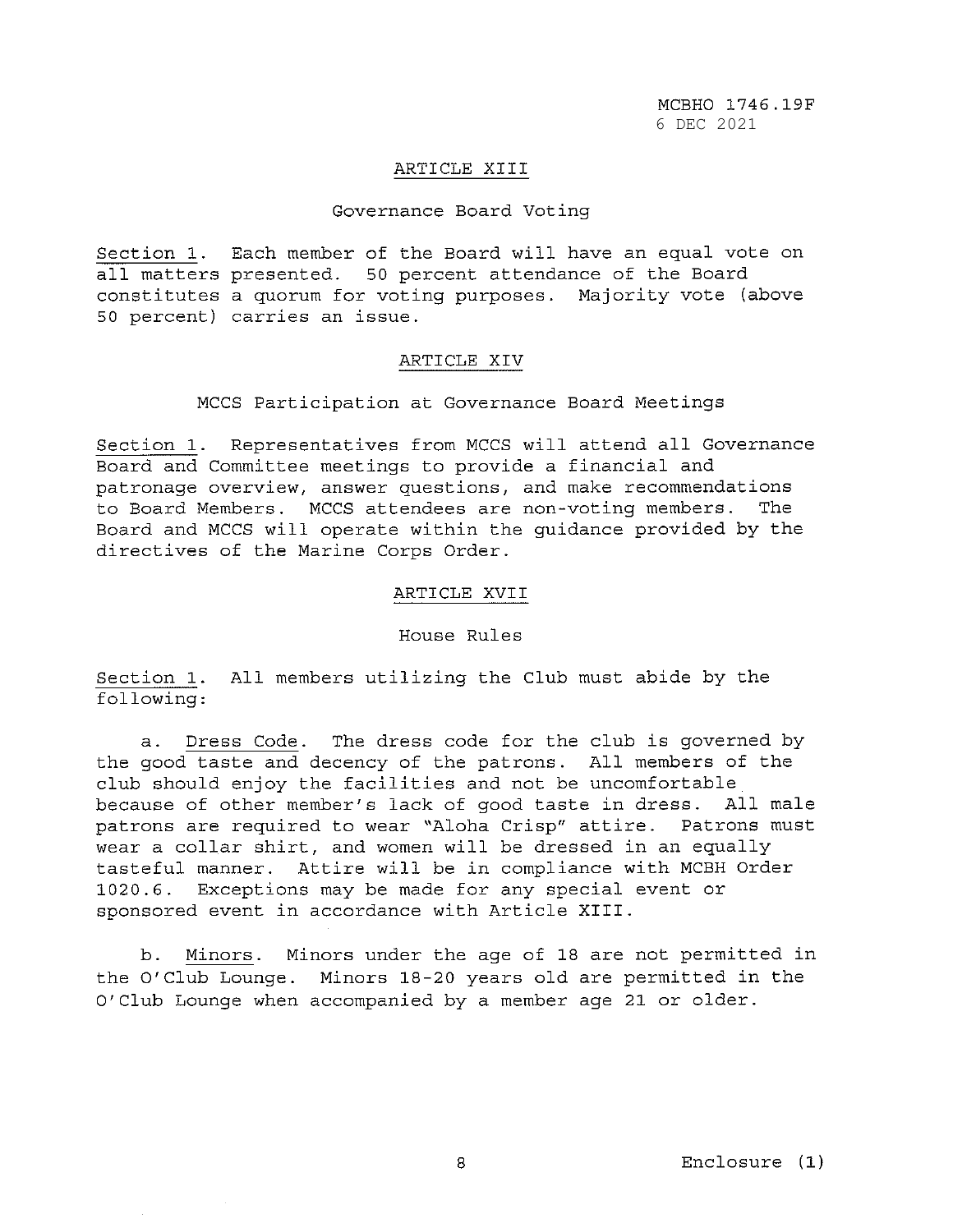## ARTICLE XIII

### Governance Board Voting

Section 1. Each member of the Board will have an equal vote on all matters presented. 50 percent attendance of the Board constitutes a quorum for voting purposes. Majority vote (above 50 percent) carries an issue.

## ARTICLE XIV

### MCCS Participation at Governance Board Meetings

Section 1. Representatives from MCCS will attend all Governance Board and Committee meetings to provide a financial and patronage overview, answer questions, and make recommendations to Board Members. MCCS attendees are non-voting members. The Board and MCCS will operate within the guidance provided by the directives of the Marine Corps Order.

## ARTICLE XVII

### House Rules

Section 1. All members utilizing the Club must abide by the following:

a. Dress Code. The dress code for the club is governed by the good taste and decency of the patrons. All members of the club should enjoy the facilities and not be uncomfortable because of other member's lack of good taste in dress. All male patrons are required to wear "Aloha Crisp" attire. Patrons must wear a collar shirt, and women will be dressed in an equally tasteful manner. Attire will be in compliance with MCBH Order 1020.6. Exceptions may be made for any special event or sponsored event in accordance with Article XIII.

b. Minors. Minors under the age of 18 are not permitted in the O'Club Lounge. Minors 18-20 years old are permitted in the O'Club Lounge when accompanied by a member age 21 or older.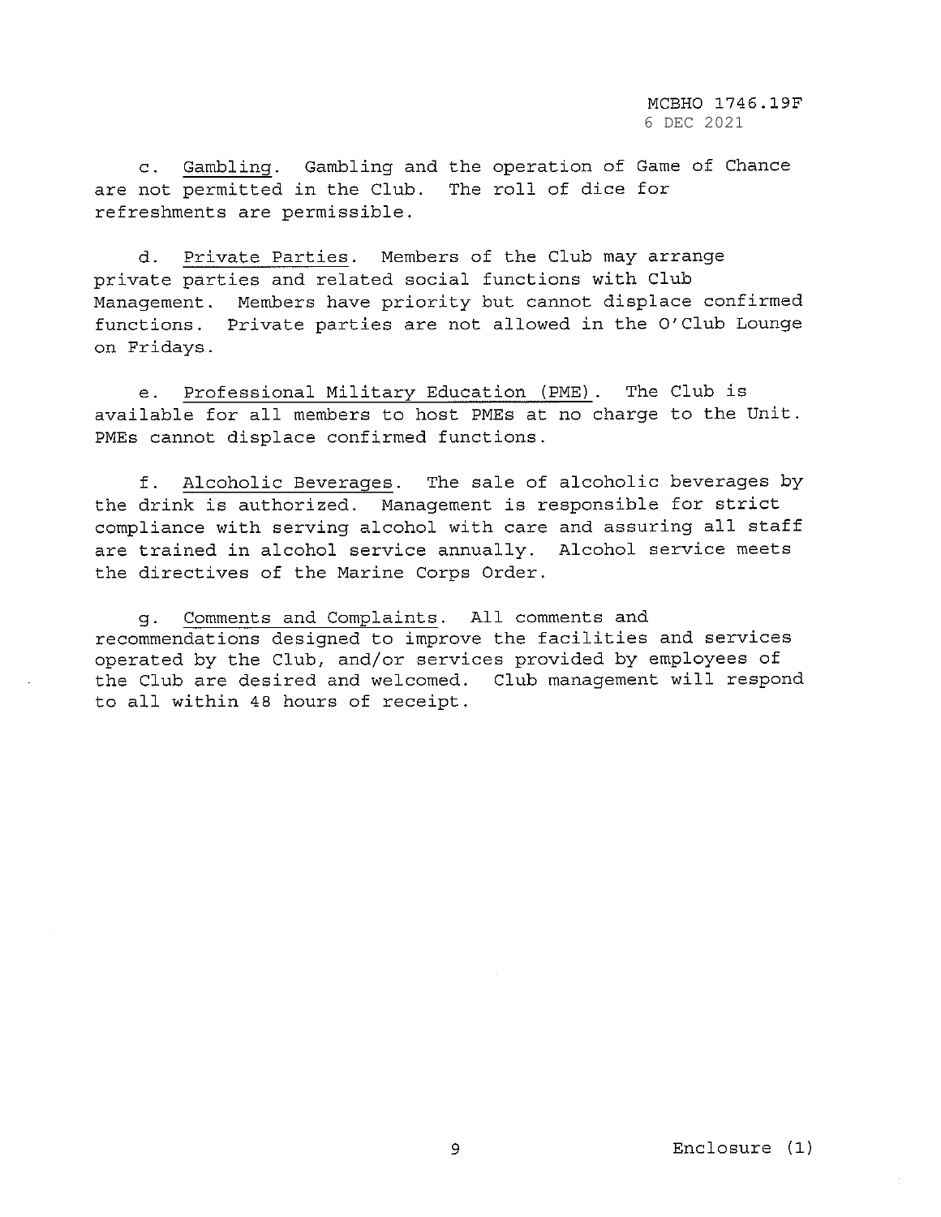c. Gambling. Gambling and the operation of Game of Chance are not permitted in the Club. The roll of dice for refreshments are permissible.

d. Private Parties. Members of the Club may arrange private parties and related social functions with Club Management. Members have priority but cannot displace confirmed functions. Private parties are not allowed in the O'Club Lounge on Fridays.

e. Professional Military Education (PME). The Club is available for all members to host PMEs at no charge to the Unit. PMEs cannot displace confirmed functions.

f. Alcoholic Beverages. The sale of alcoholic beverages by the drink is authorized. Management is responsible for strict compliance with serving alcohol with care and assuring all staff are trained in alcohol service annually. Alcohol service meets the directives of the Marine Corps Order.

g. Comments and Complaints. All comments and recommendations designed to improve the facilities and services operated by the Club, and/or services provided by employees of the Club are desired and welcomed. Club management will respond to all within 48 hours of receipt.